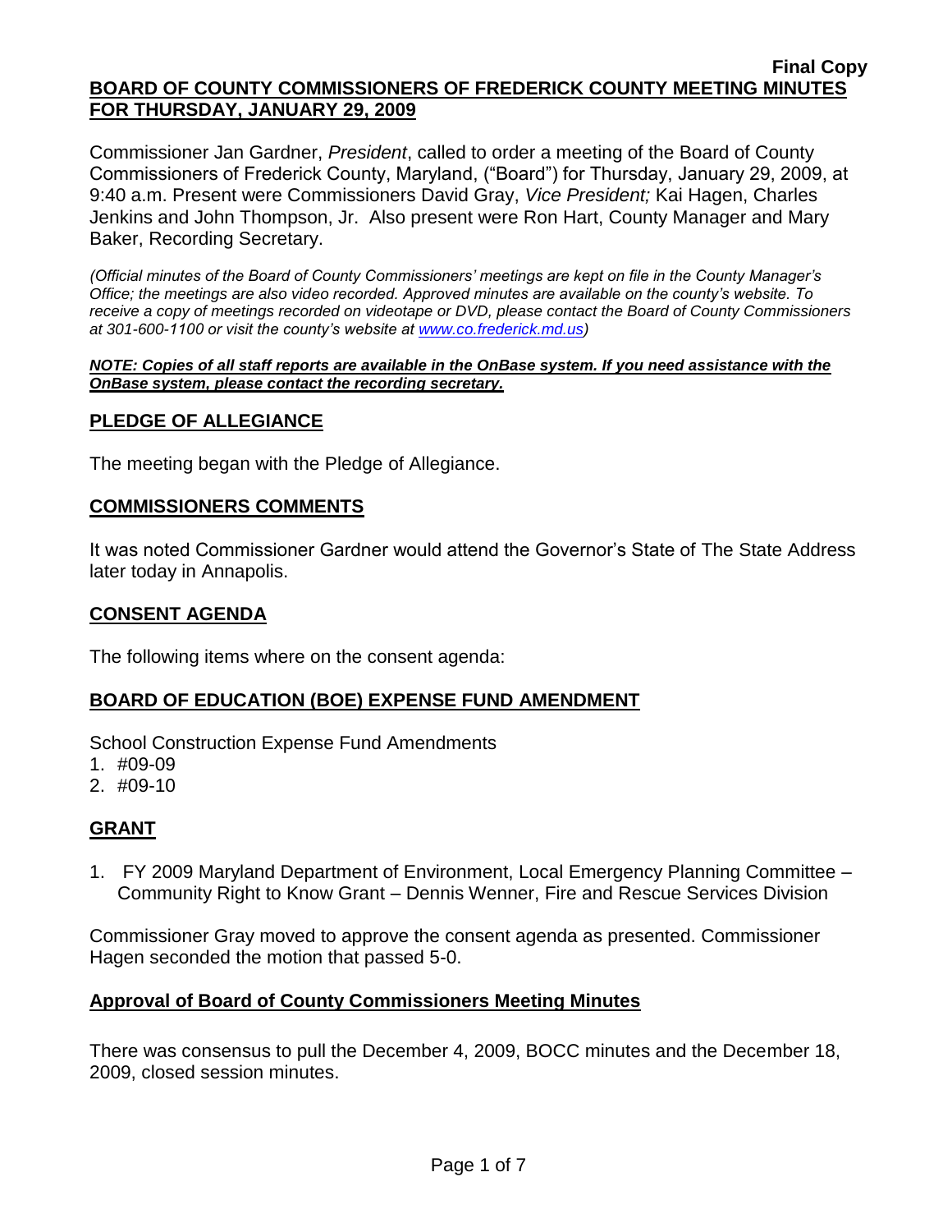**Final Copy**

**BOARD OF COUNTY COMMISSIONERS OF FREDERICK COUNTY MEETING MINUTES FOR THURSDAY, JANUARY 29, 2009**

Commissioner Jan Gardner, *President*, called to order a meeting of the Board of County Commissioners of Frederick County, Maryland, ("Board") for Thursday, January 29, 2009, at 9:40 a.m. Present were Commissioners David Gray, *Vice President;* Kai Hagen, Charles Jenkins and John Thompson, Jr. Also present were Ron Hart, County Manager and Mary Baker, Recording Secretary.

*(Official minutes of the Board of County Commissioners' meetings are kept on file in the County Manager's Office; the meetings are also video recorded. Approved minutes are available on the county's website. To receive a copy of meetings recorded on videotape or DVD, please contact the Board of County Commissioners at 301-600-1100 or visit the county's website at www.co.frederick.md.us)*

***NOTE: Copies of all staff reports are available in the OnBase system. If you need assistance with the OnBase system, please contact the recording secretary.***

## PLEDGE OF ALLEGIANCE

The meeting began with the Pledge of Allegiance.

## COMMISSIONERS COMMENTS

It was noted Commissioner Gardner would attend the Governor's State of The State Address later today in Annapolis.

## CONSENT AGENDA

The following items where on the consent agenda:

## BOARD OF EDUCATION (BOE) EXPENSE FUND AMENDMENT

School Construction Expense Fund Amendments

1. #09-09
2. #09-10

## GRANT

1. FY 2009 Maryland Department of Environment, Local Emergency Planning Committee – Community Right to Know Grant – Dennis Wenner, Fire and Rescue Services Division

Commissioner Gray moved to approve the consent agenda as presented. Commissioner Hagen seconded the motion that passed 5-0.

## Approval of Board of County Commissioners Meeting Minutes

There was consensus to pull the December 4, 2009, BOCC minutes and the December 18, 2009, closed session minutes.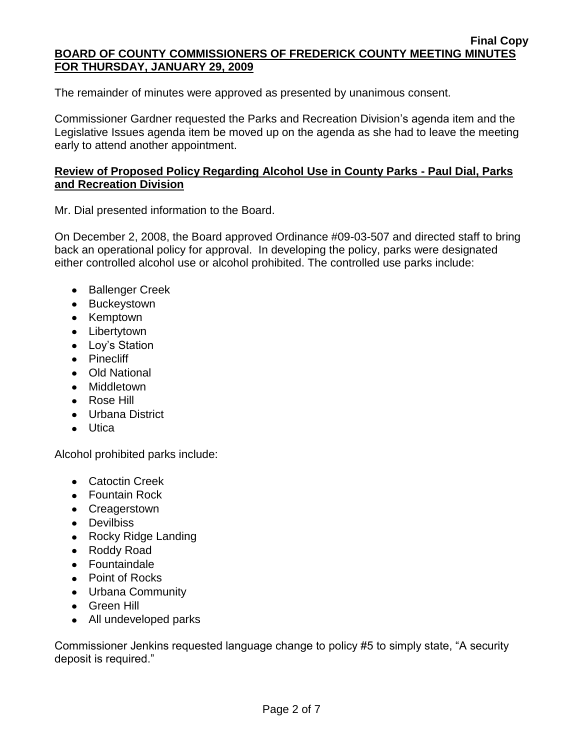The remainder of minutes were approved as presented by unanimous consent.

Commissioner Gardner requested the Parks and Recreation Division's agenda item and the Legislative Issues agenda item be moved up on the agenda as she had to leave the meeting early to attend another appointment.

## Review of Proposed Policy Regarding Alcohol Use in County Parks - Paul Dial, Parks and Recreation Division

Mr. Dial presented information to the Board.

On December 2, 2008, the Board approved Ordinance #09-03-507 and directed staff to bring back an operational policy for approval. In developing the policy, parks were designated either controlled alcohol use or alcohol prohibited. The controlled use parks include:

- Ballenger Creek
- Buckeystown
- Kemptown
- Libertytown
- Loy's Station
- Pinecliff
- Old National
- Middletown
- Rose Hill
- Urbana District
- Utica

Alcohol prohibited parks include:

- Catoctin Creek
- Fountain Rock
- Creagerstown
- Devilbiss
- Rocky Ridge Landing
- Roddy Road
- Fountaindale
- Point of Rocks
- Urbana Community
- Green Hill
- All undeveloped parks

Commissioner Jenkins requested language change to policy #5 to simply state, "A security deposit is required."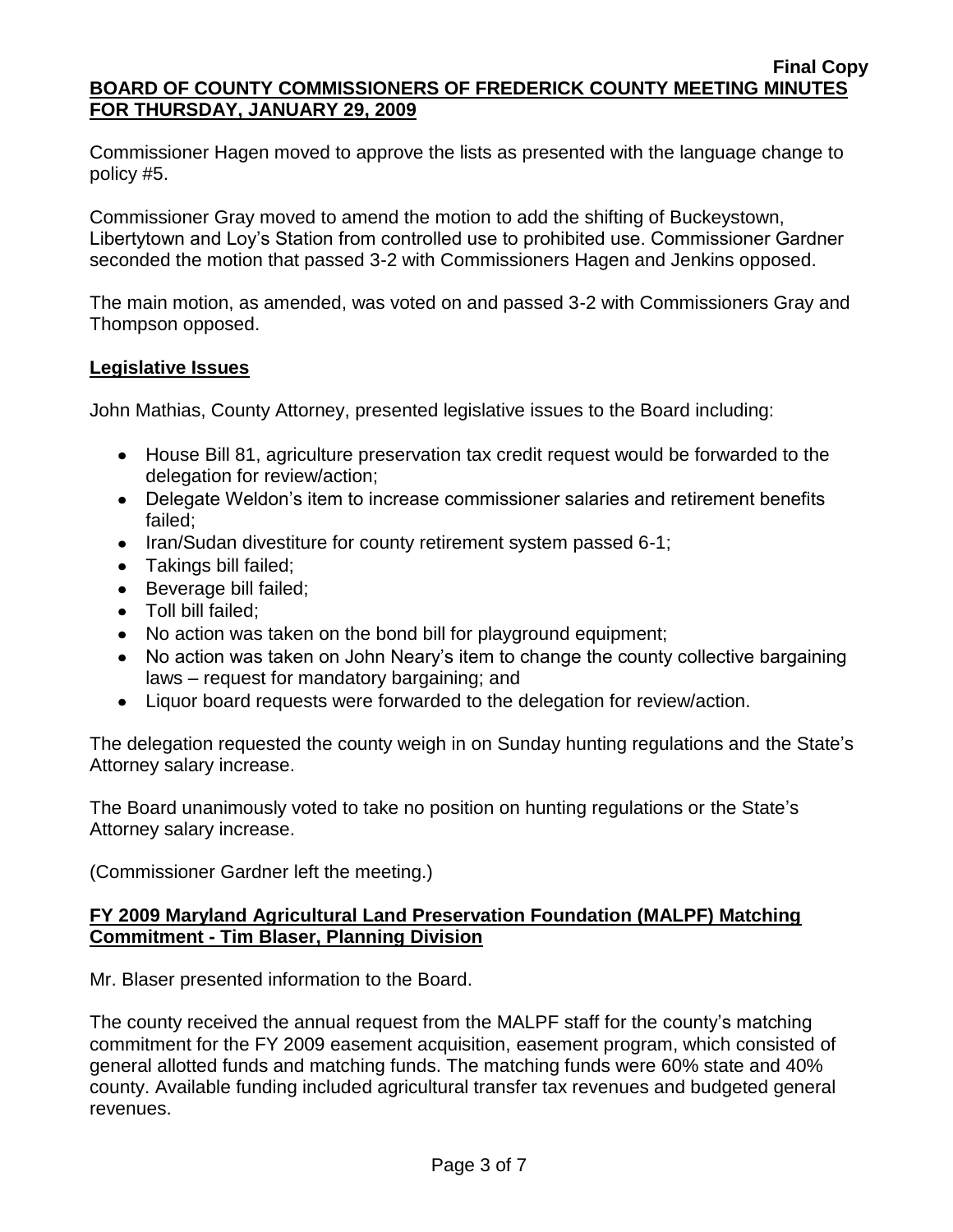Commissioner Hagen moved to approve the lists as presented with the language change to policy #5.

Commissioner Gray moved to amend the motion to add the shifting of Buckeystown, Libertytown and Loy's Station from controlled use to prohibited use. Commissioner Gardner seconded the motion that passed 3-2 with Commissioners Hagen and Jenkins opposed.

The main motion, as amended, was voted on and passed 3-2 with Commissioners Gray and Thompson opposed.

## Legislative Issues

John Mathias, County Attorney, presented legislative issues to the Board including:

- House Bill 81, agriculture preservation tax credit request would be forwarded to the delegation for review/action;
- Delegate Weldon's item to increase commissioner salaries and retirement benefits failed;
- Iran/Sudan divestiture for county retirement system passed 6-1;
- Takings bill failed;
- Beverage bill failed;
- Toll bill failed;
- No action was taken on the bond bill for playground equipment;
- No action was taken on John Neary's item to change the county collective bargaining laws – request for mandatory bargaining; and
- Liquor board requests were forwarded to the delegation for review/action.

The delegation requested the county weigh in on Sunday hunting regulations and the State's Attorney salary increase.

The Board unanimously voted to take no position on hunting regulations or the State's Attorney salary increase.

(Commissioner Gardner left the meeting.)

## FY 2009 Maryland Agricultural Land Preservation Foundation (MALPF) Matching Commitment - Tim Blaser, Planning Division

Mr. Blaser presented information to the Board.

The county received the annual request from the MALPF staff for the county's matching commitment for the FY 2009 easement acquisition, easement program, which consisted of general allotted funds and matching funds. The matching funds were 60% state and 40% county. Available funding included agricultural transfer tax revenues and budgeted general revenues.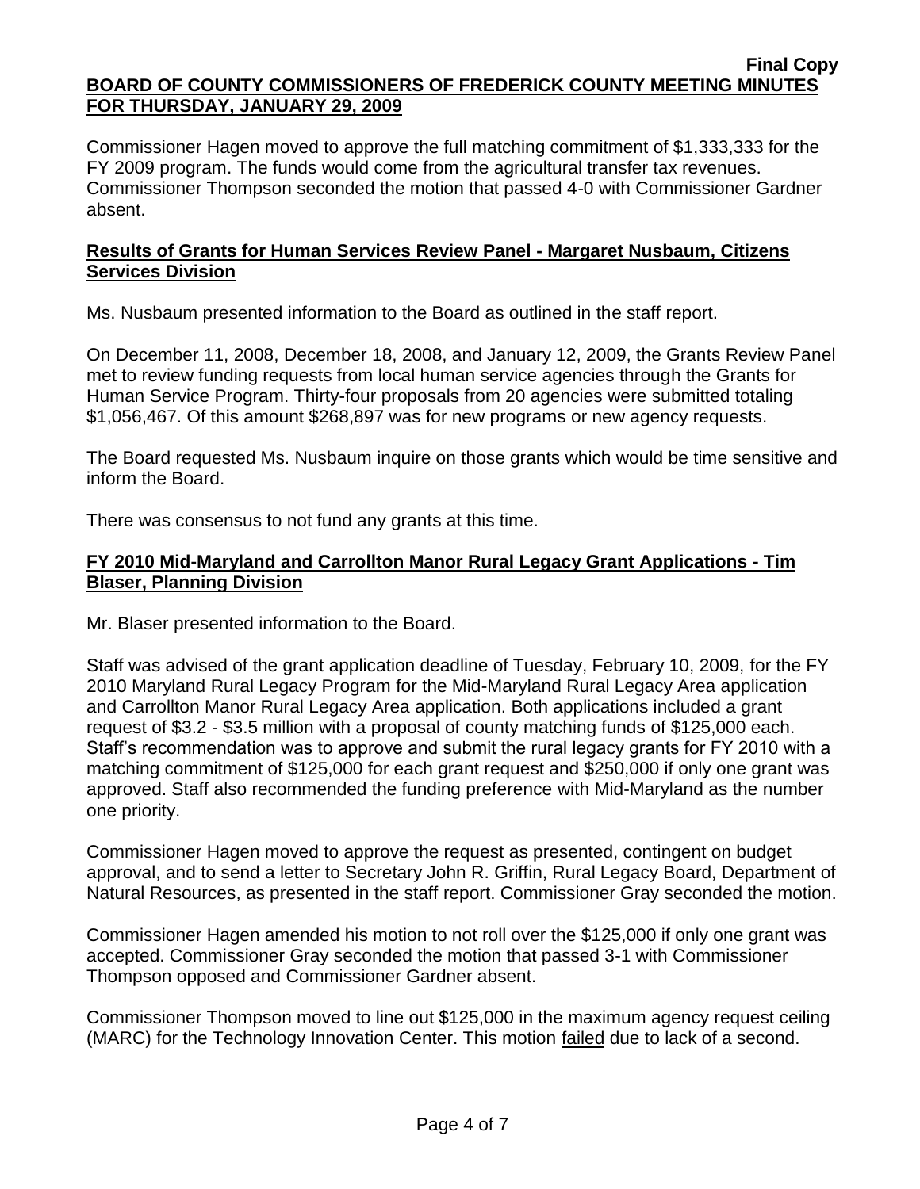Commissioner Hagen moved to approve the full matching commitment of $1,333,333 for the FY 2009 program. The funds would come from the agricultural transfer tax revenues. Commissioner Thompson seconded the motion that passed 4-0 with Commissioner Gardner absent.

## Results of Grants for Human Services Review Panel - Margaret Nusbaum, Citizens Services Division

Ms. Nusbaum presented information to the Board as outlined in the staff report.

On December 11, 2008, December 18, 2008, and January 12, 2009, the Grants Review Panel met to review funding requests from local human service agencies through the Grants for Human Service Program. Thirty-four proposals from 20 agencies were submitted totaling $1,056,467. Of this amount $268,897 was for new programs or new agency requests.

The Board requested Ms. Nusbaum inquire on those grants which would be time sensitive and inform the Board.

There was consensus to not fund any grants at this time.

## FY 2010 Mid-Maryland and Carrollton Manor Rural Legacy Grant Applications - Tim Blaser, Planning Division

Mr. Blaser presented information to the Board.

Staff was advised of the grant application deadline of Tuesday, February 10, 2009, for the FY 2010 Maryland Rural Legacy Program for the Mid-Maryland Rural Legacy Area application and Carrollton Manor Rural Legacy Area application. Both applications included a grant request of $3.2 - $3.5 million with a proposal of county matching funds of $125,000 each. Staff's recommendation was to approve and submit the rural legacy grants for FY 2010 with a matching commitment of $125,000 for each grant request and $250,000 if only one grant was approved. Staff also recommended the funding preference with Mid-Maryland as the number one priority.

Commissioner Hagen moved to approve the request as presented, contingent on budget approval, and to send a letter to Secretary John R. Griffin, Rural Legacy Board, Department of Natural Resources, as presented in the staff report. Commissioner Gray seconded the motion.

Commissioner Hagen amended his motion to not roll over the $125,000 if only one grant was accepted. Commissioner Gray seconded the motion that passed 3-1 with Commissioner Thompson opposed and Commissioner Gardner absent.

Commissioner Thompson moved to line out $125,000 in the maximum agency request ceiling (MARC) for the Technology Innovation Center. This motion failed due to lack of a second.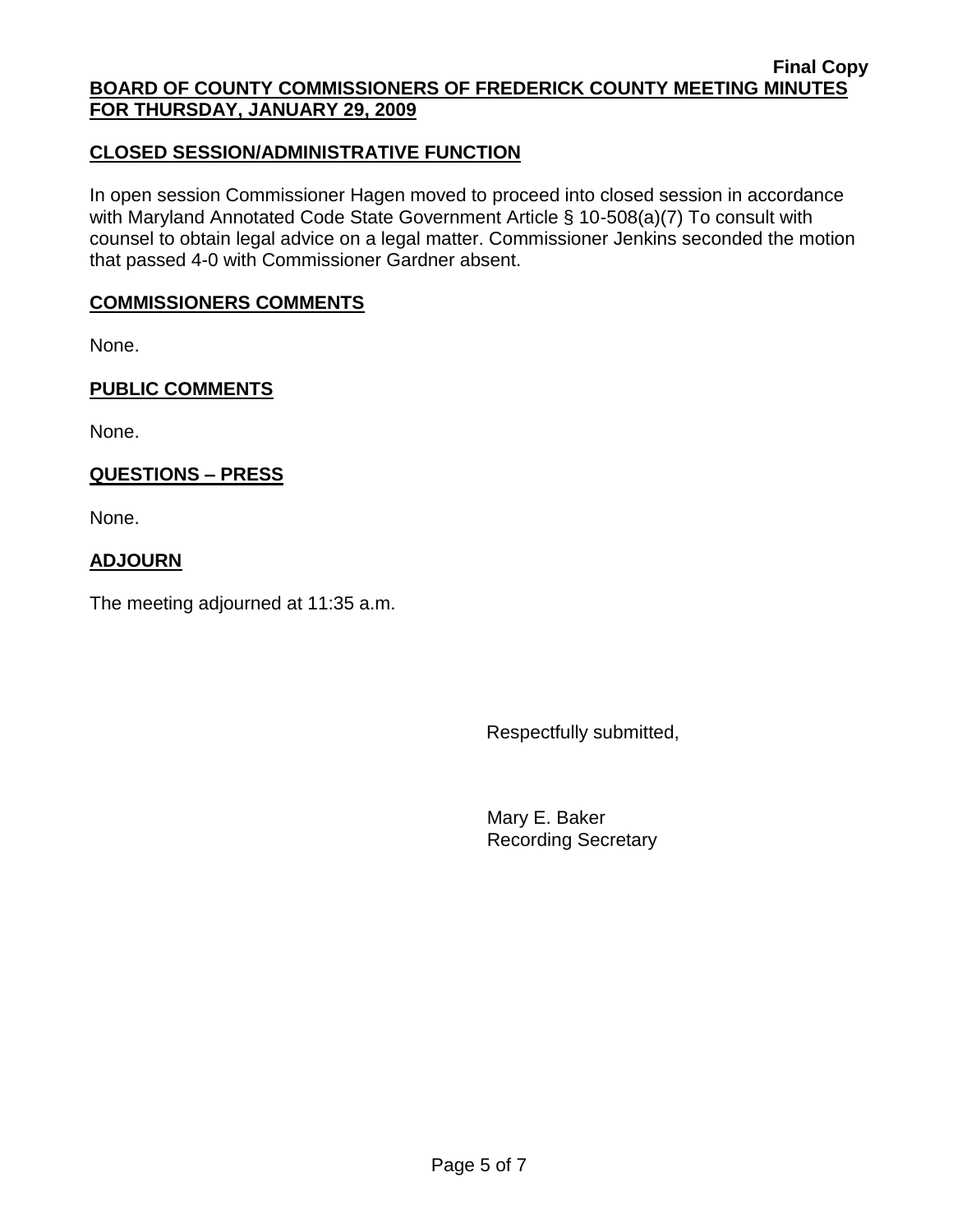**Final Copy**

**BOARD OF COUNTY COMMISSIONERS OF FREDERICK COUNTY MEETING MINUTES FOR THURSDAY, JANUARY 29, 2009**

## CLOSED SESSION/ADMINISTRATIVE FUNCTION

In open session Commissioner Hagen moved to proceed into closed session in accordance with Maryland Annotated Code State Government Article § 10-508(a)(7) To consult with counsel to obtain legal advice on a legal matter. Commissioner Jenkins seconded the motion that passed 4-0 with Commissioner Gardner absent.

## COMMISSIONERS COMMENTS

None.

## PUBLIC COMMENTS

None.

## QUESTIONS – PRESS

None.

## ADJOURN

The meeting adjourned at 11:35 a.m.

Respectfully submitted,

Mary E. Baker
Recording Secretary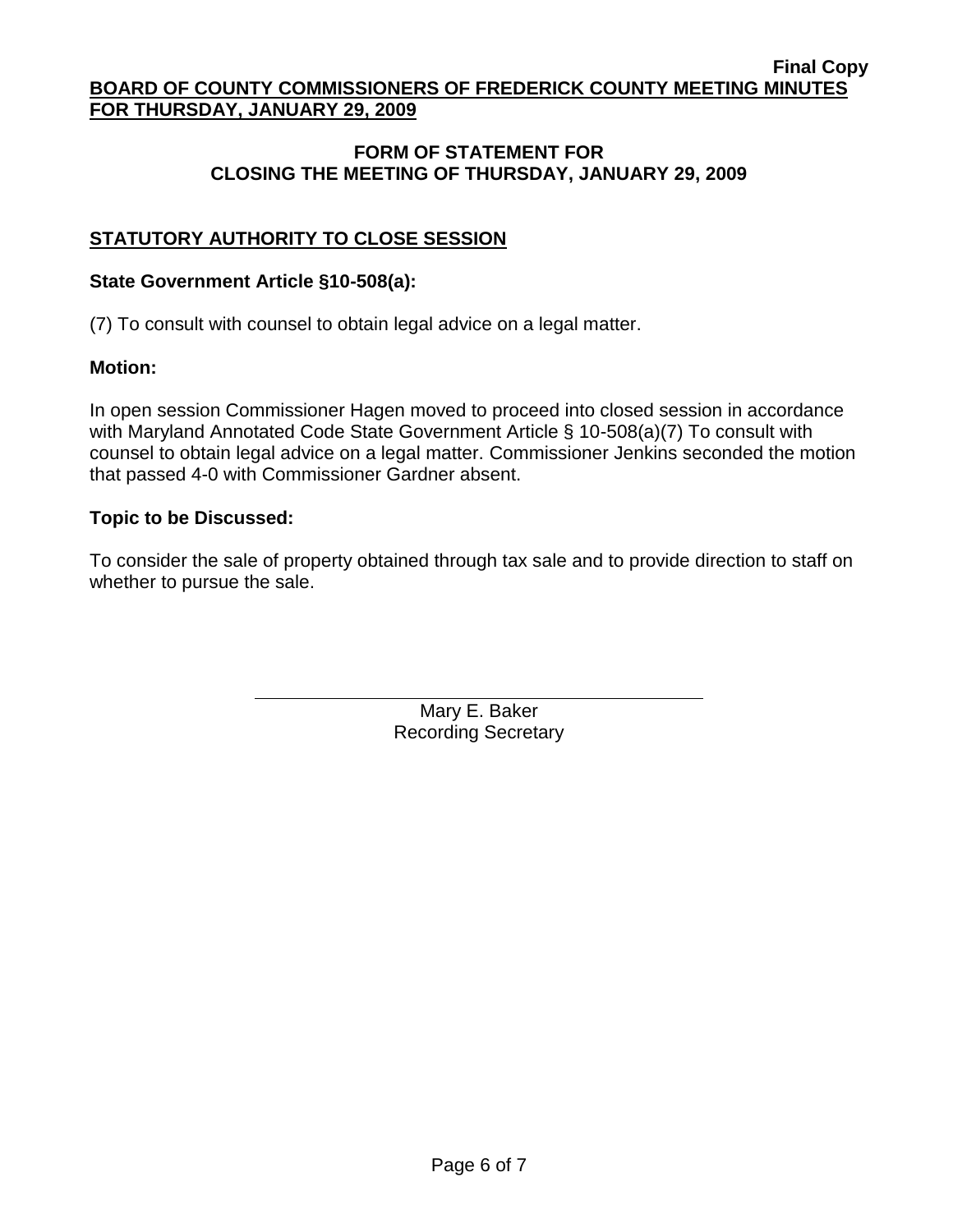**Final Copy**

**BOARD OF COUNTY COMMISSIONERS OF FREDERICK COUNTY MEETING MINUTES FOR THURSDAY, JANUARY 29, 2009**

## FORM OF STATEMENT FOR CLOSING THE MEETING OF THURSDAY, JANUARY 29, 2009

### STATUTORY AUTHORITY TO CLOSE SESSION

**State Government Article §10-508(a):**

(7) To consult with counsel to obtain legal advice on a legal matter.

**Motion:**

In open session Commissioner Hagen moved to proceed into closed session in accordance with Maryland Annotated Code State Government Article § 10-508(a)(7) To consult with counsel to obtain legal advice on a legal matter. Commissioner Jenkins seconded the motion that passed 4-0 with Commissioner Gardner absent.

**Topic to be Discussed:**

To consider the sale of property obtained through tax sale and to provide direction to staff on whether to pursue the sale.

Mary E. Baker
Recording Secretary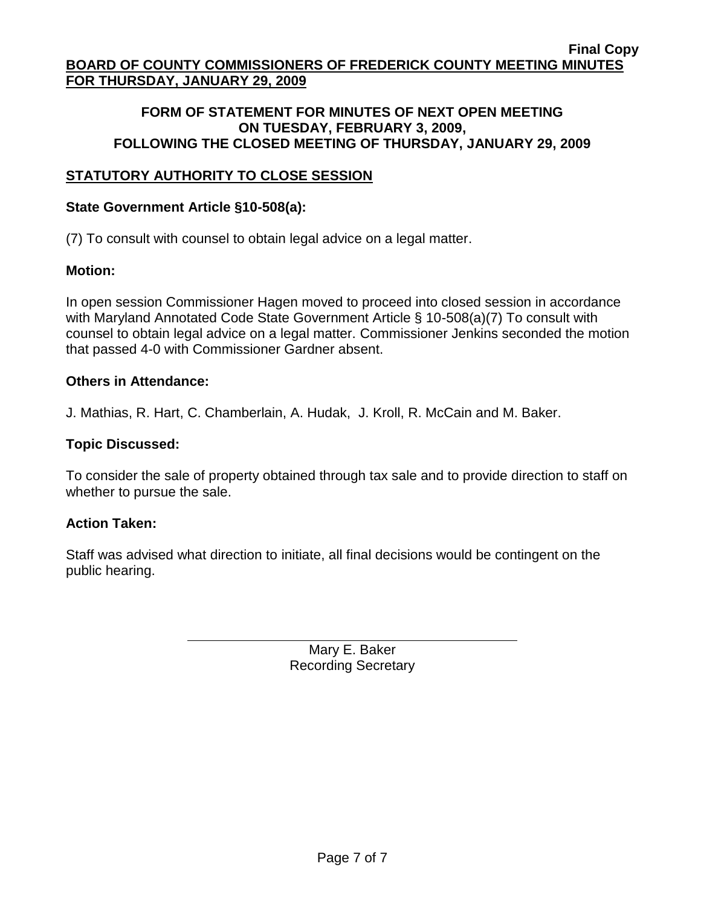**Final Copy**

**BOARD OF COUNTY COMMISSIONERS OF FREDERICK COUNTY MEETING MINUTES FOR THURSDAY, JANUARY 29, 2009**

**FORM OF STATEMENT FOR MINUTES OF NEXT OPEN MEETING ON TUESDAY, FEBRUARY 3, 2009, FOLLOWING THE CLOSED MEETING OF THURSDAY, JANUARY 29, 2009**

## STATUTORY AUTHORITY TO CLOSE SESSION

**State Government Article §10-508(a):**

(7) To consult with counsel to obtain legal advice on a legal matter.

**Motion:**

In open session Commissioner Hagen moved to proceed into closed session in accordance with Maryland Annotated Code State Government Article § 10-508(a)(7) To consult with counsel to obtain legal advice on a legal matter. Commissioner Jenkins seconded the motion that passed 4-0 with Commissioner Gardner absent.

**Others in Attendance:**

J. Mathias, R. Hart, C. Chamberlain, A. Hudak, J. Kroll, R. McCain and M. Baker.

**Topic Discussed:**

To consider the sale of property obtained through tax sale and to provide direction to staff on whether to pursue the sale.

**Action Taken:**

Staff was advised what direction to initiate, all final decisions would be contingent on the public hearing.

Mary E. Baker
Recording Secretary